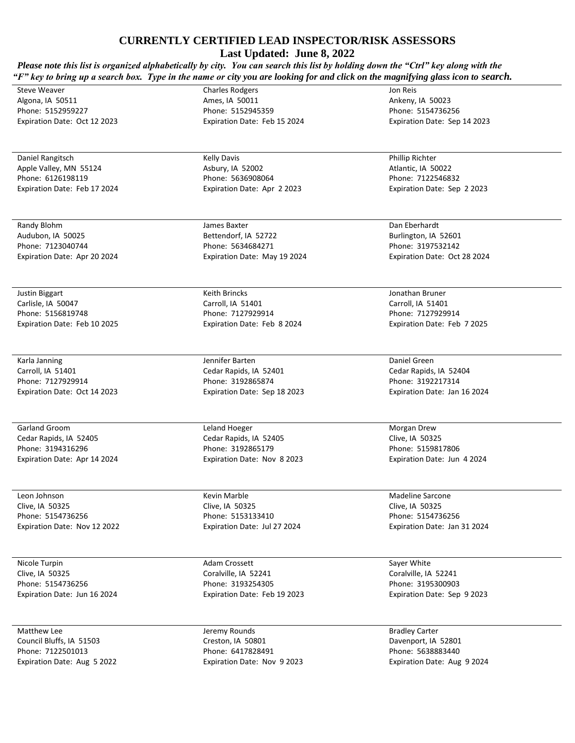# CURRENTLY CERTIFIED LEAD INSPECTOR/RISK ASSESSORS

## Last Updated: June 8, 2022

***Please note this list is organized alphabetically by city. You can search this list by holding down the "Ctrl" key along with the "F" key to bring up a search box. Type in the name or city you are looking for and click on the magnifying glass icon to search.***

Steve Weaver
Algona, IA 50511
Phone: 5152959227
Expiration Date: Oct 12 2023

Charles Rodgers
Ames, IA 50011
Phone: 5152945359
Expiration Date: Feb 15 2024

Jon Reis
Ankeny, IA 50023
Phone: 5154736256
Expiration Date: Sep 14 2023

Daniel Rangitsch
Apple Valley, MN 55124
Phone: 6126198119
Expiration Date: Feb 17 2024

Kelly Davis
Asbury, IA 52002
Phone: 5636908064
Expiration Date: Apr 2 2023

Phillip Richter
Atlantic, IA 50022
Phone: 7122546832
Expiration Date: Sep 2 2023

Randy Blohm
Audubon, IA 50025
Phone: 7123040744
Expiration Date: Apr 20 2024

James Baxter
Bettendorf, IA 52722
Phone: 5634684271
Expiration Date: May 19 2024

Dan Eberhardt
Burlington, IA 52601
Phone: 3197532142
Expiration Date: Oct 28 2024

Justin Biggart
Carlisle, IA 50047
Phone: 5156819748
Expiration Date: Feb 10 2025

Keith Brincks
Carroll, IA 51401
Phone: 7127929914
Expiration Date: Feb 8 2024

Jonathan Bruner
Carroll, IA 51401
Phone: 7127929914
Expiration Date: Feb 7 2025

Karla Janning
Carroll, IA 51401
Phone: 7127929914
Expiration Date: Oct 14 2023

Jennifer Barten
Cedar Rapids, IA 52401
Phone: 3192865874
Expiration Date: Sep 18 2023

Daniel Green
Cedar Rapids, IA 52404
Phone: 3192217314
Expiration Date: Jan 16 2024

Garland Groom
Cedar Rapids, IA 52405
Phone: 3194316296
Expiration Date: Apr 14 2024

Leland Hoeger
Cedar Rapids, IA 52405
Phone: 3192865179
Expiration Date: Nov 8 2023

Morgan Drew
Clive, IA 50325
Phone: 5159817806
Expiration Date: Jun 4 2024

Leon Johnson
Clive, IA 50325
Phone: 5154736256
Expiration Date: Nov 12 2022

Kevin Marble
Clive, IA 50325
Phone: 5153133410
Expiration Date: Jul 27 2024

Madeline Sarcone
Clive, IA 50325
Phone: 5154736256
Expiration Date: Jan 31 2024

Nicole Turpin
Clive, IA 50325
Phone: 5154736256
Expiration Date: Jun 16 2024

Adam Crossett
Coralville, IA 52241
Phone: 3193254305
Expiration Date: Feb 19 2023

Sayer White
Coralville, IA 52241
Phone: 3195300903
Expiration Date: Sep 9 2023

Matthew Lee
Council Bluffs, IA 51503
Phone: 7122501013
Expiration Date: Aug 5 2022

Jeremy Rounds
Creston, IA 50801
Phone: 6417828491
Expiration Date: Nov 9 2023

Bradley Carter
Davenport, IA 52801
Phone: 5638883440
Expiration Date: Aug 9 2024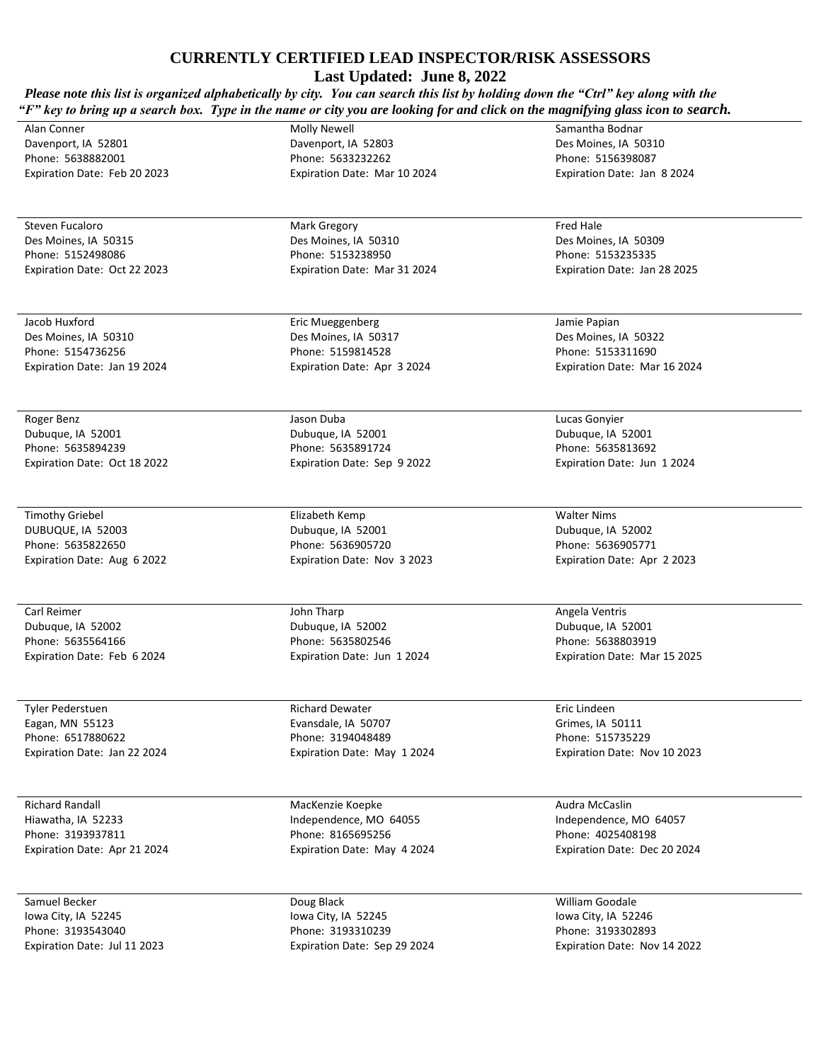## CURRENTLY CERTIFIED LEAD INSPECTOR/RISK ASSESSORS

**Last Updated: June 8, 2022**

***Please note this list is organized alphabetically by city. You can search this list by holding down the "Ctrl" key along with the "F" key to bring up a search box. Type in the name or city you are looking for and click on the magnifying glass icon to search.***

| | | |
|---|---|---|
| Alan Conner<br>Davenport, IA 52801<br>Phone: 5638882001<br>Expiration Date: Feb 20 2023 | Molly Newell<br>Davenport, IA 52803<br>Phone: 5633232262<br>Expiration Date: Mar 10 2024 | Samantha Bodnar<br>Des Moines, IA 50310<br>Phone: 5156398087<br>Expiration Date: Jan 8 2024 |
| Steven Fucaloro<br>Des Moines, IA 50315<br>Phone: 5152498086<br>Expiration Date: Oct 22 2023 | Mark Gregory<br>Des Moines, IA 50310<br>Phone: 5153238950<br>Expiration Date: Mar 31 2024 | Fred Hale<br>Des Moines, IA 50309<br>Phone: 5153235335<br>Expiration Date: Jan 28 2025 |
| Jacob Huxford<br>Des Moines, IA 50310<br>Phone: 5154736256<br>Expiration Date: Jan 19 2024 | Eric Mueggenberg<br>Des Moines, IA 50317<br>Phone: 5159814528<br>Expiration Date: Apr 3 2024 | Jamie Papian<br>Des Moines, IA 50322<br>Phone: 5153311690<br>Expiration Date: Mar 16 2024 |
| Roger Benz<br>Dubuque, IA 52001<br>Phone: 5635894239<br>Expiration Date: Oct 18 2022 | Jason Duba<br>Dubuque, IA 52001<br>Phone: 5635891724<br>Expiration Date: Sep 9 2022 | Lucas Gonyier<br>Dubuque, IA 52001<br>Phone: 5635813692<br>Expiration Date: Jun 1 2024 |
| Timothy Griebel<br>DUBUQUE, IA 52003<br>Phone: 5635822650<br>Expiration Date: Aug 6 2022 | Elizabeth Kemp<br>Dubuque, IA 52001<br>Phone: 5636905720<br>Expiration Date: Nov 3 2023 | Walter Nims<br>Dubuque, IA 52002<br>Phone: 5636905771<br>Expiration Date: Apr 2 2023 |
| Carl Reimer<br>Dubuque, IA 52002<br>Phone: 5635564166<br>Expiration Date: Feb 6 2024 | John Tharp<br>Dubuque, IA 52002<br>Phone: 5635802546<br>Expiration Date: Jun 1 2024 | Angela Ventris<br>Dubuque, IA 52001<br>Phone: 5638803919<br>Expiration Date: Mar 15 2025 |
| Tyler Pederstuen<br>Eagan, MN 55123<br>Phone: 6517880622<br>Expiration Date: Jan 22 2024 | Richard Dewater<br>Evansdale, IA 50707<br>Phone: 3194048489<br>Expiration Date: May 1 2024 | Eric Lindeen<br>Grimes, IA 50111<br>Phone: 515735229<br>Expiration Date: Nov 10 2023 |
| Richard Randall<br>Hiawatha, IA 52233<br>Phone: 3193937811<br>Expiration Date: Apr 21 2024 | MacKenzie Koepke<br>Independence, MO 64055<br>Phone: 8165695256<br>Expiration Date: May 4 2024 | Audra McCaslin<br>Independence, MO 64057<br>Phone: 4025408198<br>Expiration Date: Dec 20 2024 |
| Samuel Becker<br>Iowa City, IA 52245<br>Phone: 3193543040<br>Expiration Date: Jul 11 2023 | Doug Black<br>Iowa City, IA 52245<br>Phone: 3193310239<br>Expiration Date: Sep 29 2024 | William Goodale<br>Iowa City, IA 52246<br>Phone: 3193302893<br>Expiration Date: Nov 14 2022 |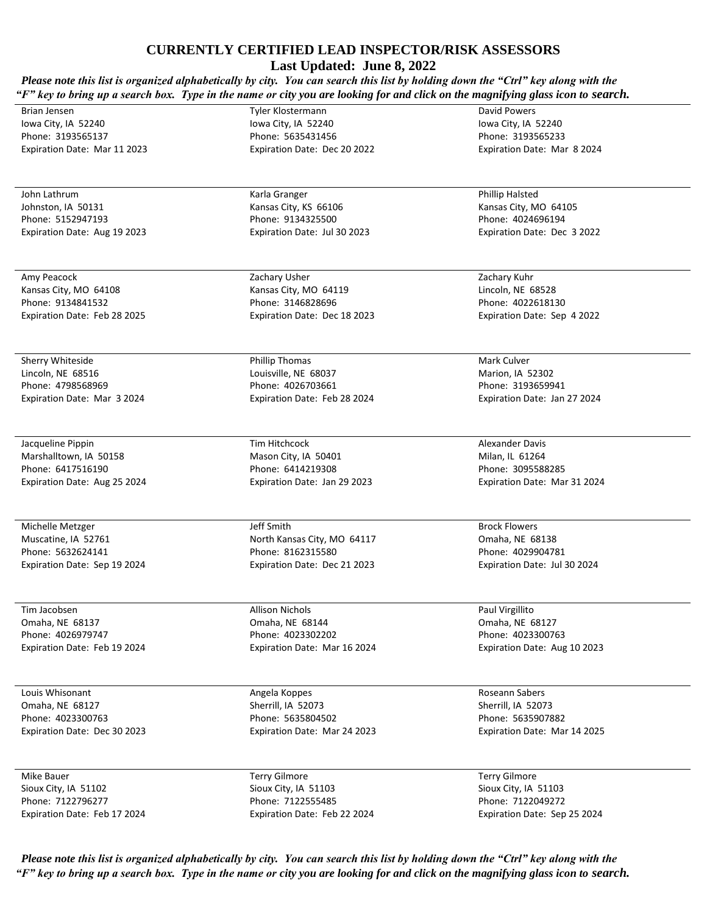## CURRENTLY CERTIFIED LEAD INSPECTOR/RISK ASSESSORS

**Last Updated: June 8, 2022**

***Please note this list is organized alphabetically by city. You can search this list by holding down the "Ctrl" key along with the "F" key to bring up a search box. Type in the name or city you are looking for and click on the magnifying glass icon to search.***

Brian Jensen
Iowa City, IA 52240
Phone: 3193565137
Expiration Date: Mar 11 2023

Tyler Klostermann
Iowa City, IA 52240
Phone: 5635431456
Expiration Date: Dec 20 2022

David Powers
Iowa City, IA 52240
Phone: 3193565233
Expiration Date: Mar 8 2024

John Lathrum
Johnston, IA 50131
Phone: 5152947193
Expiration Date: Aug 19 2023

Karla Granger
Kansas City, KS 66106
Phone: 9134325500
Expiration Date: Jul 30 2023

Phillip Halsted
Kansas City, MO 64105
Phone: 4024696194
Expiration Date: Dec 3 2022

Amy Peacock
Kansas City, MO 64108
Phone: 9134841532
Expiration Date: Feb 28 2025

Zachary Usher
Kansas City, MO 64119
Phone: 3146828696
Expiration Date: Dec 18 2023

Zachary Kuhr
Lincoln, NE 68528
Phone: 4022618130
Expiration Date: Sep 4 2022

Sherry Whiteside
Lincoln, NE 68516
Phone: 4798568969
Expiration Date: Mar 3 2024

Phillip Thomas
Louisville, NE 68037
Phone: 4026703661
Expiration Date: Feb 28 2024

Mark Culver
Marion, IA 52302
Phone: 3193659941
Expiration Date: Jan 27 2024

Jacqueline Pippin
Marshalltown, IA 50158
Phone: 6417516190
Expiration Date: Aug 25 2024

Tim Hitchcock
Mason City, IA 50401
Phone: 6414219308
Expiration Date: Jan 29 2023

Alexander Davis
Milan, IL 61264
Phone: 3095588285
Expiration Date: Mar 31 2024

Michelle Metzger
Muscatine, IA 52761
Phone: 5632624141
Expiration Date: Sep 19 2024

Jeff Smith
North Kansas City, MO 64117
Phone: 8162315580
Expiration Date: Dec 21 2023

Brock Flowers
Omaha, NE 68138
Phone: 4029904781
Expiration Date: Jul 30 2024

Tim Jacobsen
Omaha, NE 68137
Phone: 4026979747
Expiration Date: Feb 19 2024

Allison Nichols
Omaha, NE 68144
Phone: 4023302202
Expiration Date: Mar 16 2024

Paul Virgillito
Omaha, NE 68127
Phone: 4023300763
Expiration Date: Aug 10 2023

Louis Whisonant
Omaha, NE 68127
Phone: 4023300763
Expiration Date: Dec 30 2023

Angela Koppes
Sherrill, IA 52073
Phone: 5635804502
Expiration Date: Mar 24 2023

Roseann Sabers
Sherrill, IA 52073
Phone: 5635907882
Expiration Date: Mar 14 2025

Mike Bauer
Sioux City, IA 51102
Phone: 7122796277
Expiration Date: Feb 17 2024

Terry Gilmore
Sioux City, IA 51103
Phone: 7122555485
Expiration Date: Feb 22 2024

Terry Gilmore
Sioux City, IA 51103
Phone: 7122049272
Expiration Date: Sep 25 2024

***Please note this list is organized alphabetically by city. You can search this list by holding down the "Ctrl" key along with the "F" key to bring up a search box. Type in the name or city you are looking for and click on the magnifying glass icon to search.***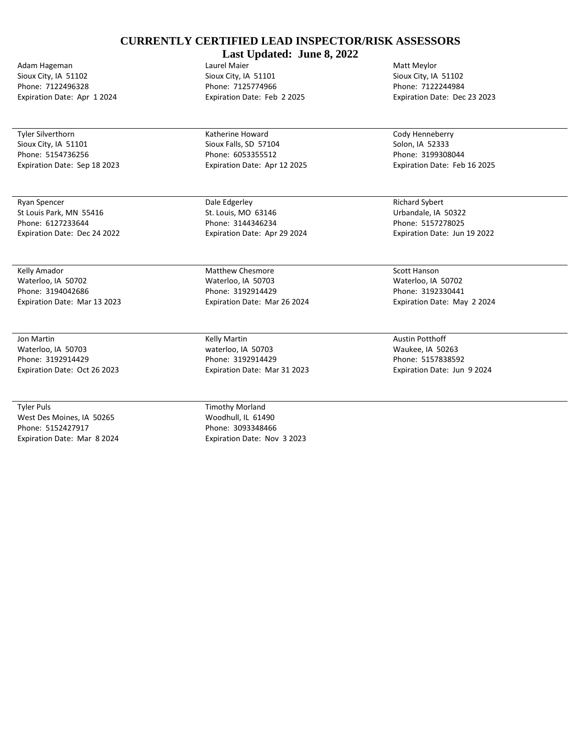## CURRENTLY CERTIFIED LEAD INSPECTOR/RISK ASSESSORS

### Last Updated: June 8, 2022

Adam Hageman
Sioux City, IA 51102
Phone: 7122496328
Expiration Date: Apr 1 2024

Laurel Maier
Sioux City, IA 51101
Phone: 7125774966
Expiration Date: Feb 2 2025

Matt Meylor
Sioux City, IA 51102
Phone: 7122244984
Expiration Date: Dec 23 2023

---

Tyler Silverthorn
Sioux City, IA 51101
Phone: 5154736256
Expiration Date: Sep 18 2023

Katherine Howard
Sioux Falls, SD 57104
Phone: 6053355512
Expiration Date: Apr 12 2025

Cody Henneberry
Solon, IA 52333
Phone: 3199308044
Expiration Date: Feb 16 2025

---

Ryan Spencer
St Louis Park, MN 55416
Phone: 6127233644
Expiration Date: Dec 24 2022

Dale Edgerley
St. Louis, MO 63146
Phone: 3144346234
Expiration Date: Apr 29 2024

Richard Sybert
Urbandale, IA 50322
Phone: 5157278025
Expiration Date: Jun 19 2022

---

Kelly Amador
Waterloo, IA 50702
Phone: 3194042686
Expiration Date: Mar 13 2023

Matthew Chesmore
Waterloo, IA 50703
Phone: 3192914429
Expiration Date: Mar 26 2024

Scott Hanson
Waterloo, IA 50702
Phone: 3192330441
Expiration Date: May 2 2024

---

Jon Martin
Waterloo, IA 50703
Phone: 3192914429
Expiration Date: Oct 26 2023

Kelly Martin
waterloo, IA 50703
Phone: 3192914429
Expiration Date: Mar 31 2023

Austin Potthoff
Waukee, IA 50263
Phone: 5157838592
Expiration Date: Jun 9 2024

---

Tyler Puls
West Des Moines, IA 50265
Phone: 5152427917
Expiration Date: Mar 8 2024

Timothy Morland
Woodhull, IL 61490
Phone: 3093348466
Expiration Date: Nov 3 2023